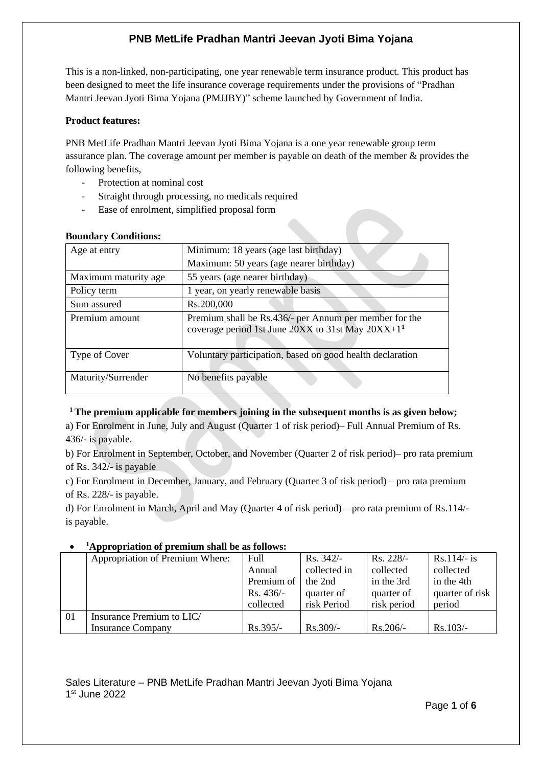# PNB MetLife Pradhan Mantri Jeevan Jyoti Bima Yojana

This is a non-linked, non-participating, one year renewable term insurance product. This product has been designed to meet the life insurance coverage requirements under the provisions of "Pradhan Mantri Jeevan Jyoti Bima Yojana (PMJJBY)" scheme launched by Government of India.

**Product features:**

PNB MetLife Pradhan Mantri Jeevan Jyoti Bima Yojana is a one year renewable group term assurance plan. The coverage amount per member is payable on death of the member & provides the following benefits,

- Protection at nominal cost
- Straight through processing, no medicals required
- Ease of enrolment, simplified proposal form

**Boundary Conditions:**

| Age at entry | Minimum: 18 years (age last birthday)<br>Maximum: 50 years (age nearer birthday) |
|---|---|
| Maximum maturity age | 55 years (age nearer birthday) |
| Policy term | 1 year, on yearly renewable basis |
| Sum assured | Rs.200,000 |
| Premium amount | Premium shall be Rs.436/- per Annum per member for the coverage period 1st June 20XX to 31st May 20XX+1[1] |
| Type of Cover | Voluntary participation, based on good health declaration |
| Maturity/Surrender | No benefits payable |

**[1] The premium applicable for members joining in the subsequent months is as given below;**

a) For Enrolment in June, July and August (Quarter 1 of risk period)– Full Annual Premium of Rs. 436/- is payable.

b) For Enrolment in September, October, and November (Quarter 2 of risk period)– pro rata premium of Rs. 342/- is payable

c) For Enrolment in December, January, and February (Quarter 3 of risk period) – pro rata premium of Rs. 228/- is payable.

d) For Enrolment in March, April and May (Quarter 4 of risk period) – pro rata premium of Rs.114/- is payable.

- **[1]Appropriation of premium shall be as follows:**

| | Appropriation of Premium Where: | Full Annual Premium of Rs. 436/- collected | Rs. 342/- collected in the 2nd quarter of risk Period | Rs. 228/- collected in the 3rd quarter of risk period | Rs.114/- is collected in the 4th quarter of risk period |
|---|---|---|---|---|---|
| 01 | Insurance Premium to LIC/ Insurance Company | Rs.395/- | Rs.309/- | Rs.206/- | Rs.103/- |

Sales Literature – PNB MetLife Pradhan Mantri Jeevan Jyoti Bima Yojana
1st June 2022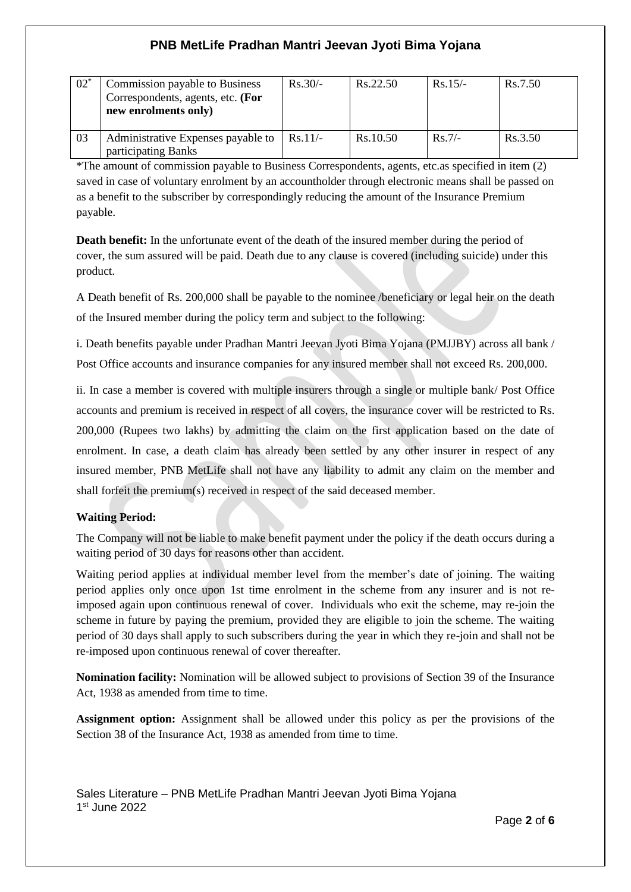| 02* | Commission payable to Business Correspondents, agents, etc. **(For new enrolments only)** | Rs.30/- | Rs.22.50 | Rs.15/- | Rs.7.50 |
|---|---|---|---|---|---|
| 03 | Administrative Expenses payable to participating Banks | Rs.11/- | Rs.10.50 | Rs.7/- | Rs.3.50 |

*The amount of commission payable to Business Correspondents, agents, etc.as specified in item (2) saved in case of voluntary enrolment by an accountholder through electronic means shall be passed on as a benefit to the subscriber by correspondingly reducing the amount of the Insurance Premium payable.

**Death benefit:** In the unfortunate event of the death of the insured member during the period of cover, the sum assured will be paid. Death due to any clause is covered (including suicide) under this product.

A Death benefit of Rs. 200,000 shall be payable to the nominee /beneficiary or legal heir on the death of the Insured member during the policy term and subject to the following:

i. Death benefits payable under Pradhan Mantri Jeevan Jyoti Bima Yojana (PMJJBY) across all bank / Post Office accounts and insurance companies for any insured member shall not exceed Rs. 200,000.

ii. In case a member is covered with multiple insurers through a single or multiple bank/ Post Office accounts and premium is received in respect of all covers, the insurance cover will be restricted to Rs. 200,000 (Rupees two lakhs) by admitting the claim on the first application based on the date of enrolment. In case, a death claim has already been settled by any other insurer in respect of any insured member, PNB MetLife shall not have any liability to admit any claim on the member and shall forfeit the premium(s) received in respect of the said deceased member.

**Waiting Period:**

The Company will not be liable to make benefit payment under the policy if the death occurs during a waiting period of 30 days for reasons other than accident.

Waiting period applies at individual member level from the member's date of joining. The waiting period applies only once upon 1st time enrolment in the scheme from any insurer and is not re-imposed again upon continuous renewal of cover. Individuals who exit the scheme, may re-join the scheme in future by paying the premium, provided they are eligible to join the scheme. The waiting period of 30 days shall apply to such subscribers during the year in which they re-join and shall not be re-imposed upon continuous renewal of cover thereafter.

**Nomination facility:** Nomination will be allowed subject to provisions of Section 39 of the Insurance Act, 1938 as amended from time to time.

**Assignment option:** Assignment shall be allowed under this policy as per the provisions of the Section 38 of the Insurance Act, 1938 as amended from time to time.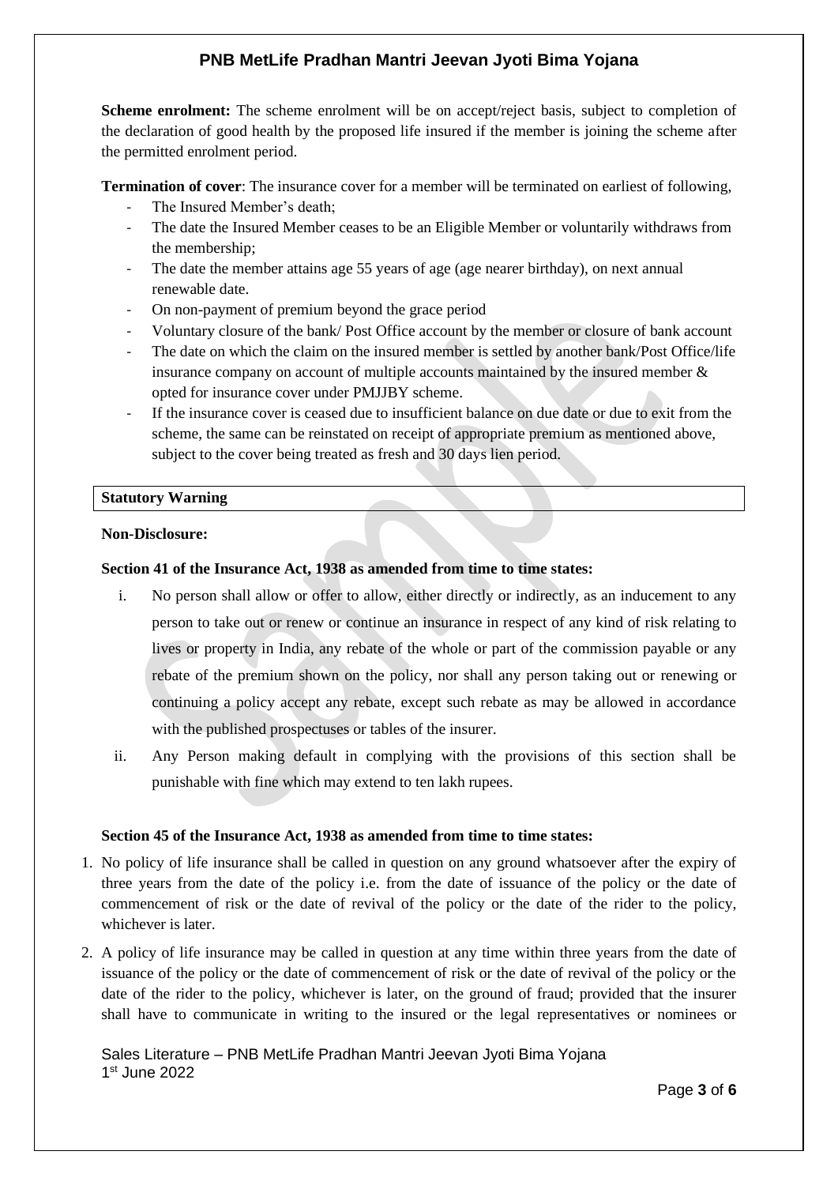**Scheme enrolment:** The scheme enrolment will be on accept/reject basis, subject to completion of the declaration of good health by the proposed life insured if the member is joining the scheme after the permitted enrolment period.

**Termination of cover**: The insurance cover for a member will be terminated on earliest of following,

- The Insured Member's death;
- The date the Insured Member ceases to be an Eligible Member or voluntarily withdraws from the membership;
- The date the member attains age 55 years of age (age nearer birthday), on next annual renewable date.
- On non-payment of premium beyond the grace period
- Voluntary closure of the bank/ Post Office account by the member or closure of bank account
- The date on which the claim on the insured member is settled by another bank/Post Office/life insurance company on account of multiple accounts maintained by the insured member & opted for insurance cover under PMJJBY scheme.
- If the insurance cover is ceased due to insufficient balance on due date or due to exit from the scheme, the same can be reinstated on receipt of appropriate premium as mentioned above, subject to the cover being treated as fresh and 30 days lien period.

**Statutory Warning**

**Non-Disclosure:**

**Section 41 of the Insurance Act, 1938 as amended from time to time states:**

i. No person shall allow or offer to allow, either directly or indirectly, as an inducement to any person to take out or renew or continue an insurance in respect of any kind of risk relating to lives or property in India, any rebate of the whole or part of the commission payable or any rebate of the premium shown on the policy, nor shall any person taking out or renewing or continuing a policy accept any rebate, except such rebate as may be allowed in accordance with the published prospectuses or tables of the insurer.

ii. Any Person making default in complying with the provisions of this section shall be punishable with fine which may extend to ten lakh rupees.

**Section 45 of the Insurance Act, 1938 as amended from time to time states:**

1. No policy of life insurance shall be called in question on any ground whatsoever after the expiry of three years from the date of the policy i.e. from the date of issuance of the policy or the date of commencement of risk or the date of revival of the policy or the date of the rider to the policy, whichever is later.
2. A policy of life insurance may be called in question at any time within three years from the date of issuance of the policy or the date of commencement of risk or the date of revival of the policy or the date of the rider to the policy, whichever is later, on the ground of fraud; provided that the insurer shall have to communicate in writing to the insured or the legal representatives or nominees or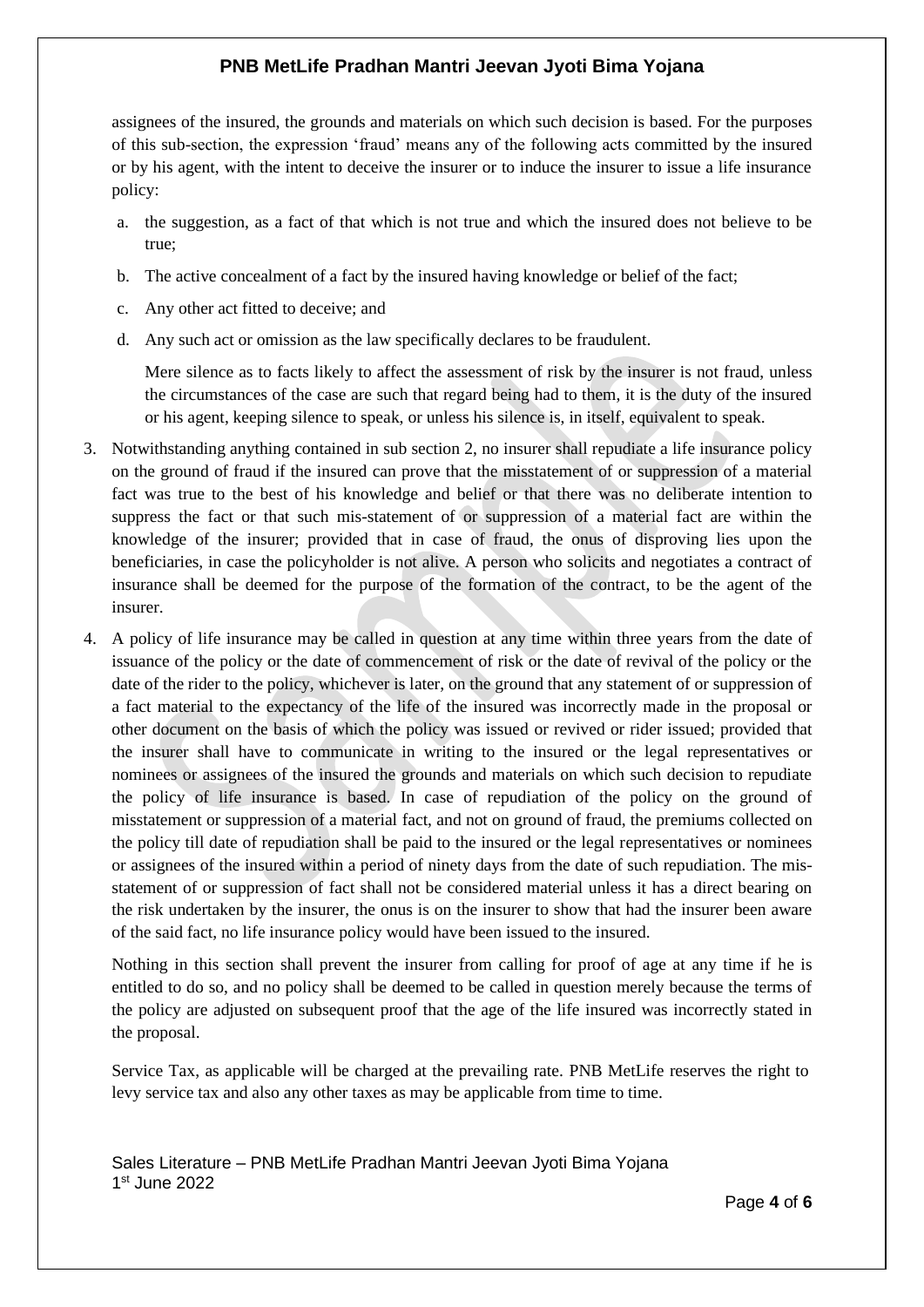assignees of the insured, the grounds and materials on which such decision is based. For the purposes of this sub-section, the expression 'fraud' means any of the following acts committed by the insured or by his agent, with the intent to deceive the insurer or to induce the insurer to issue a life insurance policy:

a. the suggestion, as a fact of that which is not true and which the insured does not believe to be true;
b. The active concealment of a fact by the insured having knowledge or belief of the fact;
c. Any other act fitted to deceive; and
d. Any such act or omission as the law specifically declares to be fraudulent.

Mere silence as to facts likely to affect the assessment of risk by the insurer is not fraud, unless the circumstances of the case are such that regard being had to them, it is the duty of the insured or his agent, keeping silence to speak, or unless his silence is, in itself, equivalent to speak.

3. Notwithstanding anything contained in sub section 2, no insurer shall repudiate a life insurance policy on the ground of fraud if the insured can prove that the misstatement of or suppression of a material fact was true to the best of his knowledge and belief or that there was no deliberate intention to suppress the fact or that such mis-statement of or suppression of a material fact are within the knowledge of the insurer; provided that in case of fraud, the onus of disproving lies upon the beneficiaries, in case the policyholder is not alive. A person who solicits and negotiates a contract of insurance shall be deemed for the purpose of the formation of the contract, to be the agent of the insurer.

4. A policy of life insurance may be called in question at any time within three years from the date of issuance of the policy or the date of commencement of risk or the date of revival of the policy or the date of the rider to the policy, whichever is later, on the ground that any statement of or suppression of a fact material to the expectancy of the life of the insured was incorrectly made in the proposal or other document on the basis of which the policy was issued or revived or rider issued; provided that the insurer shall have to communicate in writing to the insured or the legal representatives or nominees or assignees of the insured the grounds and materials on which such decision to repudiate the policy of life insurance is based. In case of repudiation of the policy on the ground of misstatement or suppression of a material fact, and not on ground of fraud, the premiums collected on the policy till date of repudiation shall be paid to the insured or the legal representatives or nominees or assignees of the insured within a period of ninety days from the date of such repudiation. The mis-statement of or suppression of fact shall not be considered material unless it has a direct bearing on the risk undertaken by the insurer, the onus is on the insurer to show that had the insurer been aware of the said fact, no life insurance policy would have been issued to the insured.

   Nothing in this section shall prevent the insurer from calling for proof of age at any time if he is entitled to do so, and no policy shall be deemed to be called in question merely because the terms of the policy are adjusted on subsequent proof that the age of the life insured was incorrectly stated in the proposal.

   Service Tax, as applicable will be charged at the prevailing rate. PNB MetLife reserves the right to levy service tax and also any other taxes as may be applicable from time to time.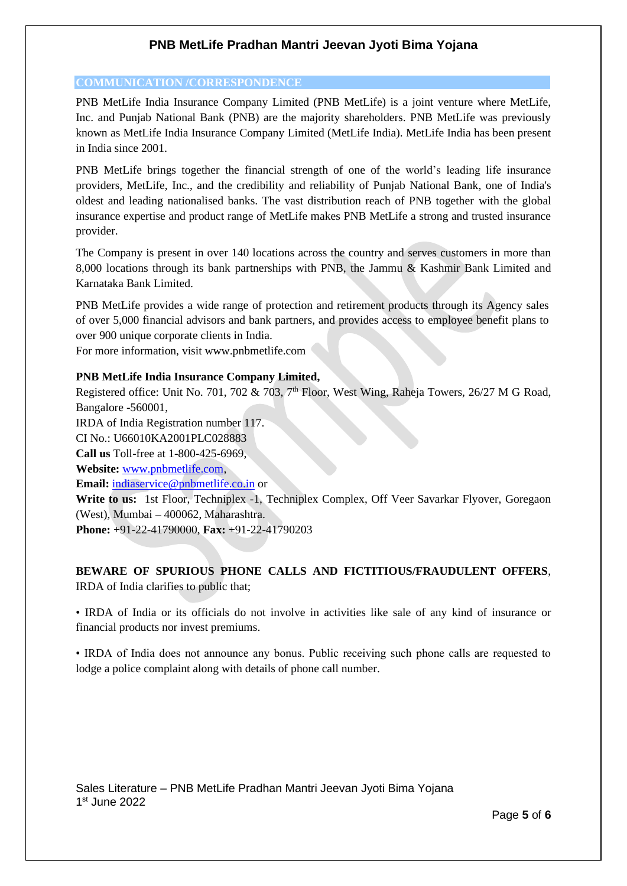## COMMUNICATION /CORRESPONDENCE

PNB MetLife India Insurance Company Limited (PNB MetLife) is a joint venture where MetLife, Inc. and Punjab National Bank (PNB) are the majority shareholders. PNB MetLife was previously known as MetLife India Insurance Company Limited (MetLife India). MetLife India has been present in India since 2001.

PNB MetLife brings together the financial strength of one of the world's leading life insurance providers, MetLife, Inc., and the credibility and reliability of Punjab National Bank, one of India's oldest and leading nationalised banks. The vast distribution reach of PNB together with the global insurance expertise and product range of MetLife makes PNB MetLife a strong and trusted insurance provider.

The Company is present in over 140 locations across the country and serves customers in more than 8,000 locations through its bank partnerships with PNB, the Jammu & Kashmir Bank Limited and Karnataka Bank Limited.

PNB MetLife provides a wide range of protection and retirement products through its Agency sales of over 5,000 financial advisors and bank partners, and provides access to employee benefit plans to over 900 unique corporate clients in India.
For more information, visit www.pnbmetlife.com

**PNB MetLife India Insurance Company Limited,**
Registered office: Unit No. 701, 702 & 703, 7th Floor, West Wing, Raheja Towers, 26/27 M G Road, Bangalore -560001,
IRDA of India Registration number 117.
CI No.: U66010KA2001PLC028883
**Call us** Toll-free at 1-800-425-6969,
**Website:** www.pnbmetlife.com,
**Email:** indiaservice@pnbmetlife.co.in or
**Write to us:** 1st Floor, Techniplex -1, Techniplex Complex, Off Veer Savarkar Flyover, Goregaon (West), Mumbai – 400062, Maharashtra.
**Phone:** +91-22-41790000, **Fax:** +91-22-41790203

**BEWARE OF SPURIOUS PHONE CALLS AND FICTITIOUS/FRAUDULENT OFFERS**, IRDA of India clarifies to public that;

• IRDA of India or its officials do not involve in activities like sale of any kind of insurance or financial products nor invest premiums.

• IRDA of India does not announce any bonus. Public receiving such phone calls are requested to lodge a police complaint along with details of phone call number.